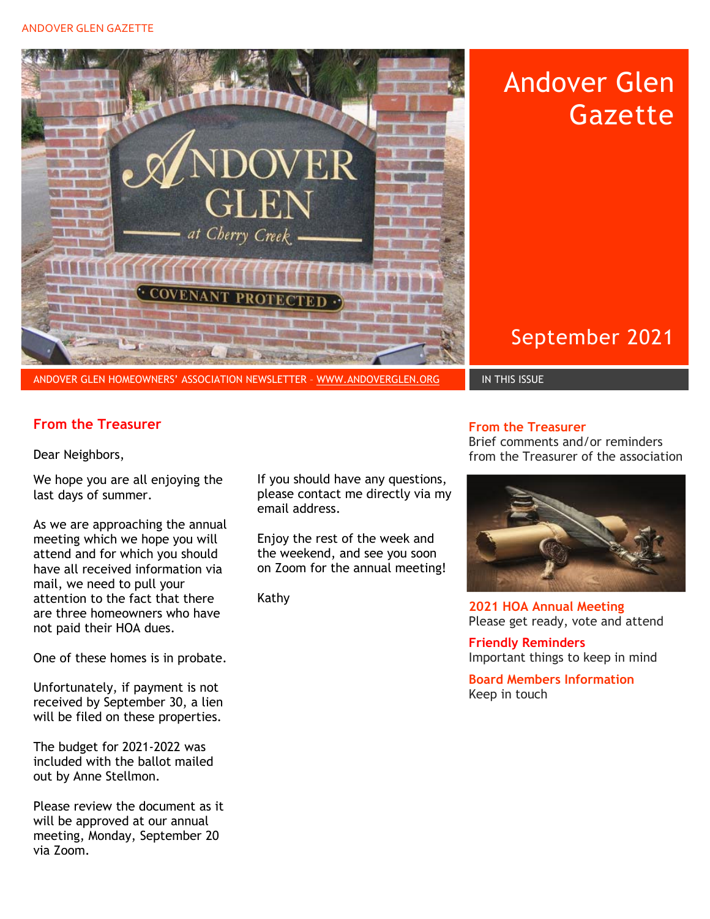# Andover Glen Gazette

September 2021

ANDOVER GLEN HOMEOWNERS' ASSOCIATION NEWSLETTER – WWW.ANDOVERGLEN.ORG

## From the Treasurer

Dear Neighbors,

We hope you are all enjoying the last days of summer.

As we are approaching the annual meeting which we hope you will attend and for which you should have all received information via mail, we need to pull your attention to the fact that there are three homeowners who have not paid their HOA dues.

One of these homes is in probate.

Unfortunately, if payment is not received by September 30, a lien will be filed on these properties.

The budget for 2021-2022 was included with the ballot mailed out by Anne Stellmon.

Please review the document as it will be approved at our annual meeting, Monday, September 20 via Zoom.

If you should have any questions, please contact me directly via my email address.

Enjoy the rest of the week and the weekend, and see you soon on Zoom for the annual meeting!

Kathy

## IN THIS ISSUE

**From the Treasurer**
Brief comments and/or reminders from the Treasurer of the association

**2021 HOA Annual Meeting**
Please get ready, vote and attend

**Friendly Reminders**
Important things to keep in mind

**Board Members Information**
Keep in touch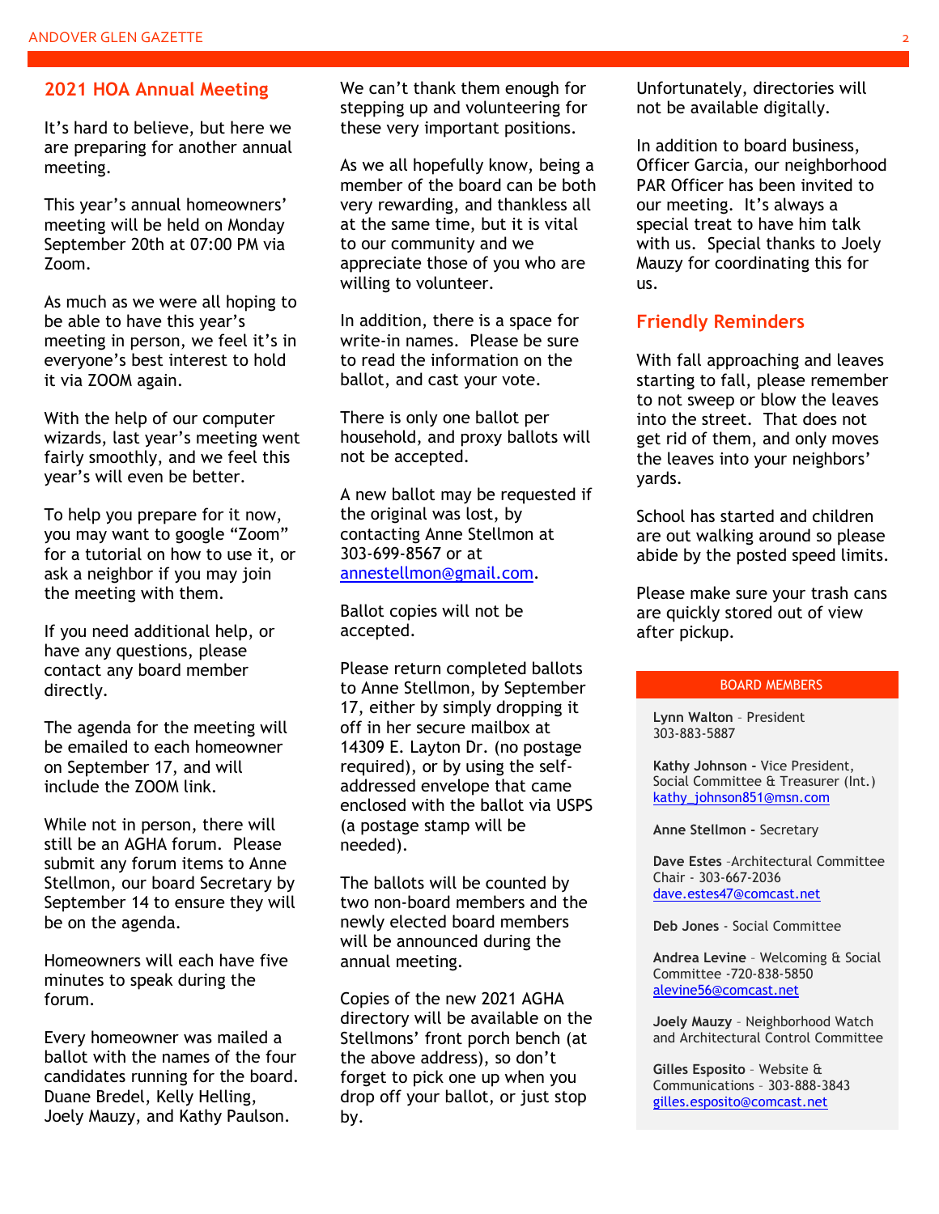## 2021 HOA Annual Meeting

It's hard to believe, but here we are preparing for another annual meeting.

This year's annual homeowners' meeting will be held on Monday September 20th at 07:00 PM via Zoom.

As much as we were all hoping to be able to have this year's meeting in person, we feel it's in everyone's best interest to hold it via ZOOM again.

With the help of our computer wizards, last year's meeting went fairly smoothly, and we feel this year's will even be better.

To help you prepare for it now, you may want to google "Zoom" for a tutorial on how to use it, or ask a neighbor if you may join the meeting with them.

If you need additional help, or have any questions, please contact any board member directly.

The agenda for the meeting will be emailed to each homeowner on September 17, and will include the ZOOM link.

While not in person, there will still be an AGHA forum. Please submit any forum items to Anne Stellmon, our board Secretary by September 14 to ensure they will be on the agenda.

Homeowners will each have five minutes to speak during the forum.

Every homeowner was mailed a ballot with the names of the four candidates running for the board. Duane Bredel, Kelly Helling, Joely Mauzy, and Kathy Paulson.

We can't thank them enough for stepping up and volunteering for these very important positions.

As we all hopefully know, being a member of the board can be both very rewarding, and thankless all at the same time, but it is vital to our community and we appreciate those of you who are willing to volunteer.

In addition, there is a space for write-in names. Please be sure to read the information on the ballot, and cast your vote.

There is only one ballot per household, and proxy ballots will not be accepted.

A new ballot may be requested if the original was lost, by contacting Anne Stellmon at 303-699-8567 or at annestellmon@gmail.com.

Ballot copies will not be accepted.

Please return completed ballots to Anne Stellmon, by September 17, either by simply dropping it off in her secure mailbox at 14309 E. Layton Dr. (no postage required), or by using the self-addressed envelope that came enclosed with the ballot via USPS (a postage stamp will be needed).

The ballots will be counted by two non-board members and the newly elected board members will be announced during the annual meeting.

Copies of the new 2021 AGHA directory will be available on the Stellmons' front porch bench (at the above address), so don't forget to pick one up when you drop off your ballot, or just stop by.

Unfortunately, directories will not be available digitally.

In addition to board business, Officer Garcia, our neighborhood PAR Officer has been invited to our meeting. It's always a special treat to have him talk with us. Special thanks to Joely Mauzy for coordinating this for us.

## Friendly Reminders

With fall approaching and leaves starting to fall, please remember to not sweep or blow the leaves into the street. That does not get rid of them, and only moves the leaves into your neighbors' yards.

School has started and children are out walking around so please abide by the posted speed limits.

Please make sure your trash cans are quickly stored out of view after pickup.

### BOARD MEMBERS

**Lynn Walton** - President
303-883-5887

**Kathy Johnson -** Vice President, Social Committee & Treasurer (Int.)
kathy_johnson851@msn.com

**Anne Stellmon -** Secretary

**Dave Estes** -Architectural Committee Chair - 303-667-2036
dave.estes47@comcast.net

**Deb Jones** - Social Committee

**Andrea Levine** - Welcoming & Social Committee -720-838-5850
alevine56@comcast.net

**Joely Mauzy** - Neighborhood Watch and Architectural Control Committee

**Gilles Esposito** - Website & Communications - 303-888-3843
gilles.esposito@comcast.net